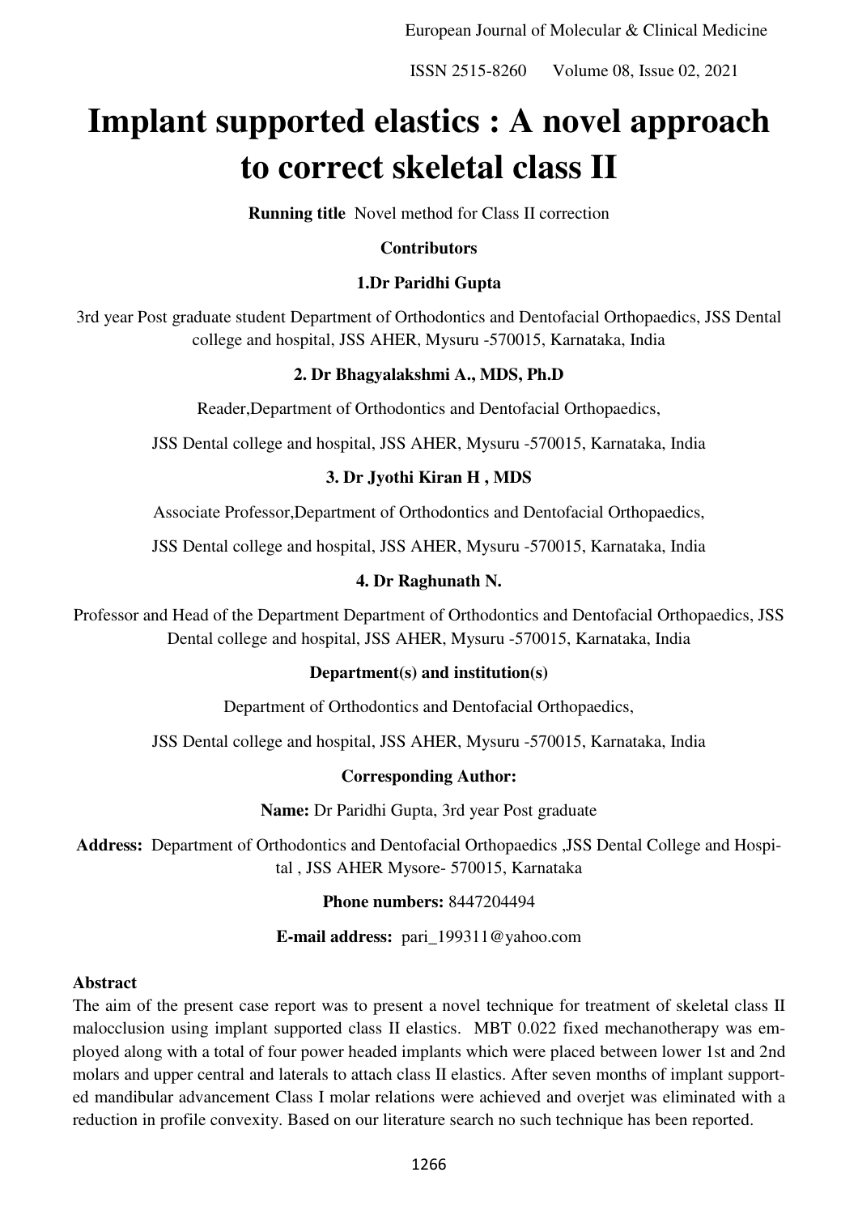# Implant supported elastics : A novel approach to correct skeletal class II

**Running title** Novel method for Class II correction

**Contributors**

**1.Dr Paridhi Gupta**

3rd year Post graduate student Department of Orthodontics and Dentofacial Orthopaedics, JSS Dental college and hospital, JSS AHER, Mysuru -570015, Karnataka, India

**2. Dr Bhagyalakshmi A., MDS, Ph.D**

Reader,Department of Orthodontics and Dentofacial Orthopaedics,

JSS Dental college and hospital, JSS AHER, Mysuru -570015, Karnataka, India

**3. Dr Jyothi Kiran H , MDS**

Associate Professor,Department of Orthodontics and Dentofacial Orthopaedics,

JSS Dental college and hospital, JSS AHER, Mysuru -570015, Karnataka, India

**4. Dr Raghunath N.**

Professor and Head of the Department Department of Orthodontics and Dentofacial Orthopaedics, JSS Dental college and hospital, JSS AHER, Mysuru -570015, Karnataka, India

**Department(s) and institution(s)**

Department of Orthodontics and Dentofacial Orthopaedics,

JSS Dental college and hospital, JSS AHER, Mysuru -570015, Karnataka, India

**Corresponding Author:**

**Name:** Dr Paridhi Gupta, 3rd year Post graduate

**Address:** Department of Orthodontics and Dentofacial Orthopaedics ,JSS Dental College and Hospital , JSS AHER Mysore- 570015, Karnataka

**Phone numbers:** 8447204494

**E-mail address:** pari_199311@yahoo.com

## Abstract

The aim of the present case report was to present a novel technique for treatment of skeletal class II malocclusion using implant supported class II elastics. MBT 0.022 fixed mechanotherapy was employed along with a total of four power headed implants which were placed between lower 1st and 2nd molars and upper central and laterals to attach class II elastics. After seven months of implant supported mandibular advancement Class I molar relations were achieved and overjet was eliminated with a reduction in profile convexity. Based on our literature search no such technique has been reported.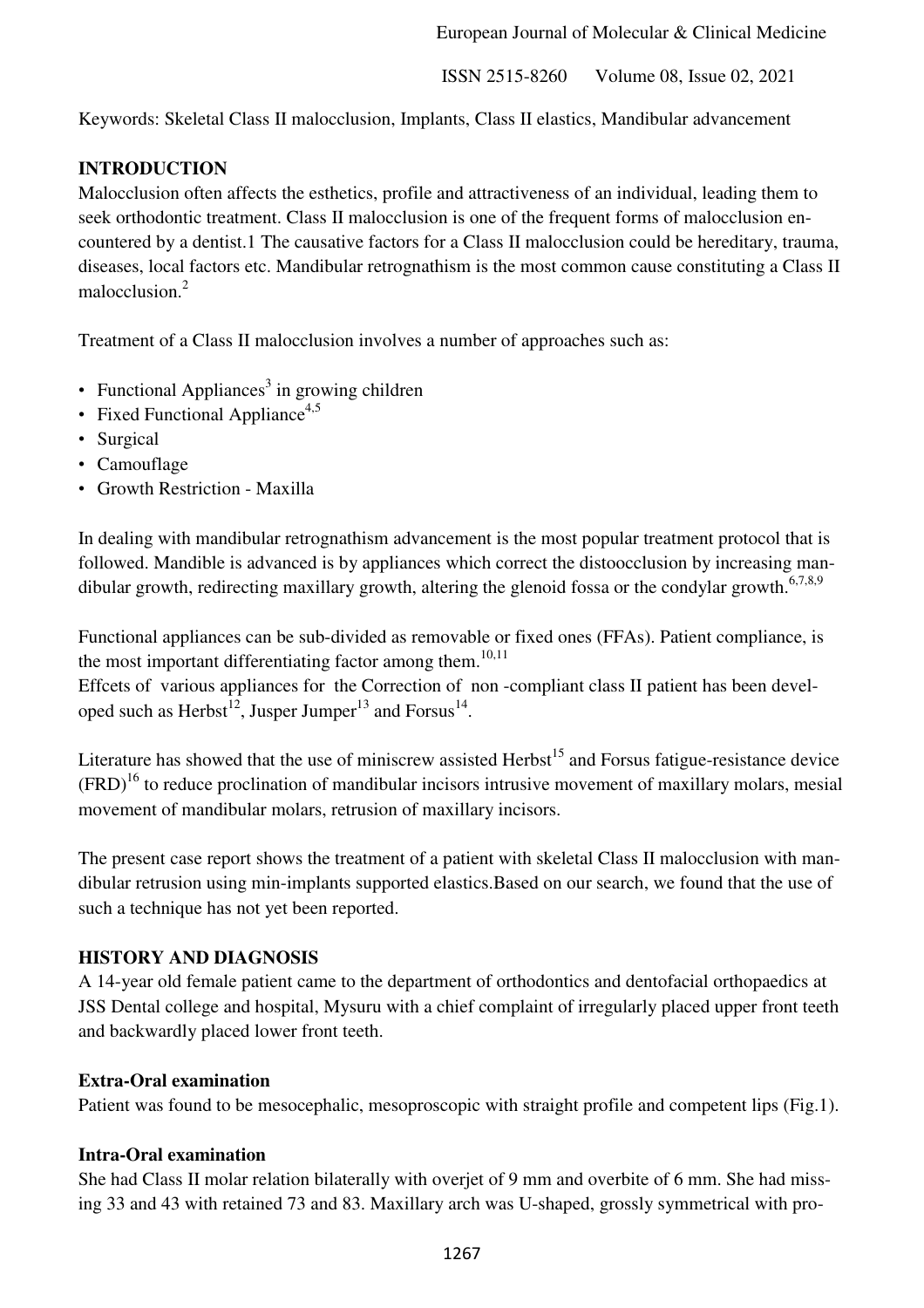Keywords: Skeletal Class II malocclusion, Implants, Class II elastics, Mandibular advancement

## INTRODUCTION

Malocclusion often affects the esthetics, profile and attractiveness of an individual, leading them to seek orthodontic treatment. Class II malocclusion is one of the frequent forms of malocclusion encountered by a dentist.1 The causative factors for a Class II malocclusion could be hereditary, trauma, diseases, local factors etc. Mandibular retrognathism is the most common cause constituting a Class II malocclusion.[2]

Treatment of a Class II malocclusion involves a number of approaches such as:

- Functional Appliances[3] in growing children
- Fixed Functional Appliance[4,5]
- Surgical
- Camouflage
- Growth Restriction - Maxilla

In dealing with mandibular retrognathism advancement is the most popular treatment protocol that is followed. Mandible is advanced is by appliances which correct the distoocclusion by increasing mandibular growth, redirecting maxillary growth, altering the glenoid fossa or the condylar growth.[6,7,8,9]

Functional appliances can be sub-divided as removable or fixed ones (FFAs). Patient compliance, is the most important differentiating factor among them.[10,11]
Effcets of various appliances for the Correction of non -compliant class II patient has been developed such as Herbst[12], Jusper Jumper[13] and Forsus[14].

Literature has showed that the use of miniscrew assisted Herbst[15] and Forsus fatigue-resistance device (FRD)[16] to reduce proclination of mandibular incisors intrusive movement of maxillary molars, mesial movement of mandibular molars, retrusion of maxillary incisors.

The present case report shows the treatment of a patient with skeletal Class II malocclusion with mandibular retrusion using min-implants supported elastics.Based on our search, we found that the use of such a technique has not yet been reported.

## HISTORY AND DIAGNOSIS

A 14-year old female patient came to the department of orthodontics and dentofacial orthopaedics at JSS Dental college and hospital, Mysuru with a chief complaint of irregularly placed upper front teeth and backwardly placed lower front teeth.

### Extra-Oral examination

Patient was found to be mesocephalic, mesoproscopic with straight profile and competent lips (Fig.1).

### Intra-Oral examination

She had Class II molar relation bilaterally with overjet of 9 mm and overbite of 6 mm. She had missing 33 and 43 with retained 73 and 83. Maxillary arch was U-shaped, grossly symmetrical with pro-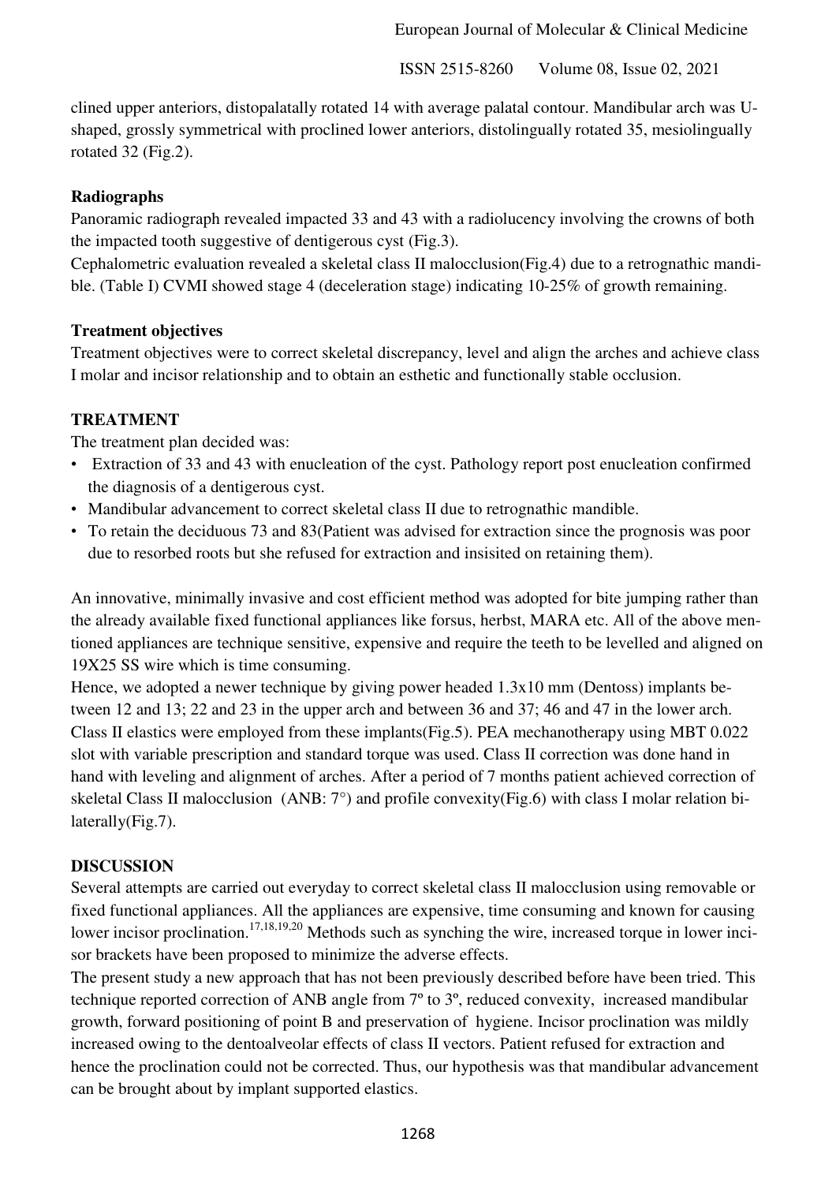clined upper anteriors, distopalatally rotated 14 with average palatal contour. Mandibular arch was U-shaped, grossly symmetrical with proclined lower anteriors, distolingually rotated 35, mesiolingually rotated 32 (Fig.2).

### Radiographs

Panoramic radiograph revealed impacted 33 and 43 with a radiolucency involving the crowns of both the impacted tooth suggestive of dentigerous cyst (Fig.3).

Cephalometric evaluation revealed a skeletal class II malocclusion(Fig.4) due to a retrognathic mandible. (Table I) CVMI showed stage 4 (deceleration stage) indicating 10-25% of growth remaining.

### Treatment objectives

Treatment objectives were to correct skeletal discrepancy, level and align the arches and achieve class I molar and incisor relationship and to obtain an esthetic and functionally stable occlusion.

## TREATMENT

The treatment plan decided was:

- Extraction of 33 and 43 with enucleation of the cyst. Pathology report post enucleation confirmed the diagnosis of a dentigerous cyst.
- Mandibular advancement to correct skeletal class II due to retrognathic mandible.
- To retain the deciduous 73 and 83(Patient was advised for extraction since the prognosis was poor due to resorbed roots but she refused for extraction and insisited on retaining them).

An innovative, minimally invasive and cost efficient method was adopted for bite jumping rather than the already available fixed functional appliances like forsus, herbst, MARA etc. All of the above mentioned appliances are technique sensitive, expensive and require the teeth to be levelled and aligned on 19X25 SS wire which is time consuming.

Hence, we adopted a newer technique by giving power headed 1.3x10 mm (Dentoss) implants between 12 and 13; 22 and 23 in the upper arch and between 36 and 37; 46 and 47 in the lower arch. Class II elastics were employed from these implants(Fig.5). PEA mechanotherapy using MBT 0.022 slot with variable prescription and standard torque was used. Class II correction was done hand in hand with leveling and alignment of arches. After a period of 7 months patient achieved correction of skeletal Class II malocclusion (ANB: 7°) and profile convexity(Fig.6) with class I molar relation bilaterally(Fig.7).

## DISCUSSION

Several attempts are carried out everyday to correct skeletal class II malocclusion using removable or fixed functional appliances. All the appliances are expensive, time consuming and known for causing lower incisor proclination.[17,18,19,20] Methods such as synching the wire, increased torque in lower incisor brackets have been proposed to minimize the adverse effects.

The present study a new approach that has not been previously described before have been tried. This technique reported correction of ANB angle from 7º to 3º, reduced convexity, increased mandibular growth, forward positioning of point B and preservation of hygiene. Incisor proclination was mildly increased owing to the dentoalveolar effects of class II vectors. Patient refused for extraction and hence the proclination could not be corrected. Thus, our hypothesis was that mandibular advancement can be brought about by implant supported elastics.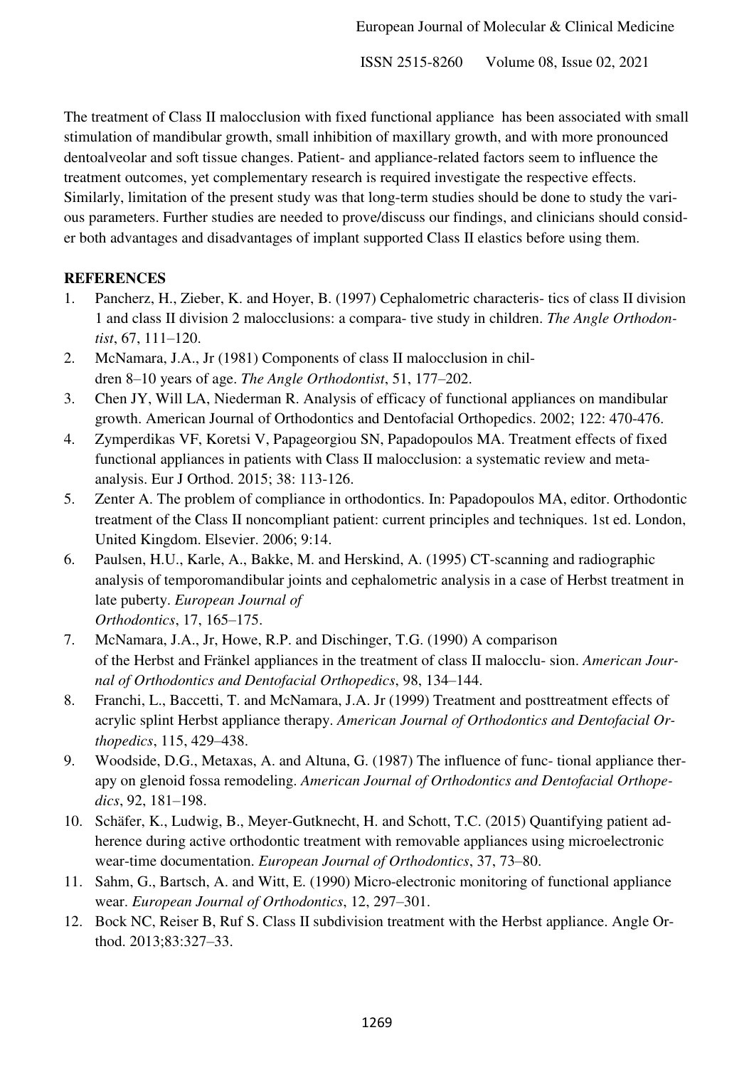The treatment of Class II malocclusion with fixed functional appliance has been associated with small stimulation of mandibular growth, small inhibition of maxillary growth, and with more pronounced dentoalveolar and soft tissue changes. Patient- and appliance-related factors seem to influence the treatment outcomes, yet complementary research is required investigate the respective effects. Similarly, limitation of the present study was that long-term studies should be done to study the various parameters. Further studies are needed to prove/discuss our findings, and clinicians should consider both advantages and disadvantages of implant supported Class II elastics before using them.

**REFERENCES**

1. Pancherz, H., Zieber, K. and Hoyer, B. (1997) Cephalometric characteris- tics of class II division 1 and class II division 2 malocclusions: a compara- tive study in children. *The Angle Orthodontist*, 67, 111–120.
2. McNamara, J.A., Jr (1981) Components of class II malocclusion in children 8–10 years of age. *The Angle Orthodontist*, 51, 177–202.
3. Chen JY, Will LA, Niederman R. Analysis of efficacy of functional appliances on mandibular growth. American Journal of Orthodontics and Dentofacial Orthopedics. 2002; 122: 470-476.
4. Zymperdikas VF, Koretsi V, Papageorgiou SN, Papadopoulos MA. Treatment effects of fixed functional appliances in patients with Class II malocclusion: a systematic review and meta-analysis. Eur J Orthod. 2015; 38: 113-126.
5. Zenter A. The problem of compliance in orthodontics. In: Papadopoulos MA, editor. Orthodontic treatment of the Class II noncompliant patient: current principles and techniques. 1st ed. London, United Kingdom. Elsevier. 2006; 9:14.
6. Paulsen, H.U., Karle, A., Bakke, M. and Herskind, A. (1995) CT-scanning and radiographic analysis of temporomandibular joints and cephalometric analysis in a case of Herbst treatment in late puberty. *European Journal of Orthodontics*, 17, 165–175.
7. McNamara, J.A., Jr, Howe, R.P. and Dischinger, T.G. (1990) A comparison of the Herbst and Fränkel appliances in the treatment of class II malocclu- sion. *American Journal of Orthodontics and Dentofacial Orthopedics*, 98, 134–144.
8. Franchi, L., Baccetti, T. and McNamara, J.A. Jr (1999) Treatment and posttreatment effects of acrylic splint Herbst appliance therapy. *American Journal of Orthodontics and Dentofacial Orthopedics*, 115, 429–438.
9. Woodside, D.G., Metaxas, A. and Altuna, G. (1987) The influence of func- tional appliance therapy on glenoid fossa remodeling. *American Journal of Orthodontics and Dentofacial Orthopedics*, 92, 181–198.
10. Schäfer, K., Ludwig, B., Meyer-Gutknecht, H. and Schott, T.C. (2015) Quantifying patient adherence during active orthodontic treatment with removable appliances using microelectronic wear-time documentation. *European Journal of Orthodontics*, 37, 73–80.
11. Sahm, G., Bartsch, A. and Witt, E. (1990) Micro-electronic monitoring of functional appliance wear. *European Journal of Orthodontics*, 12, 297–301.
12. Bock NC, Reiser B, Ruf S. Class II subdivision treatment with the Herbst appliance. Angle Orthod. 2013;83:327–33.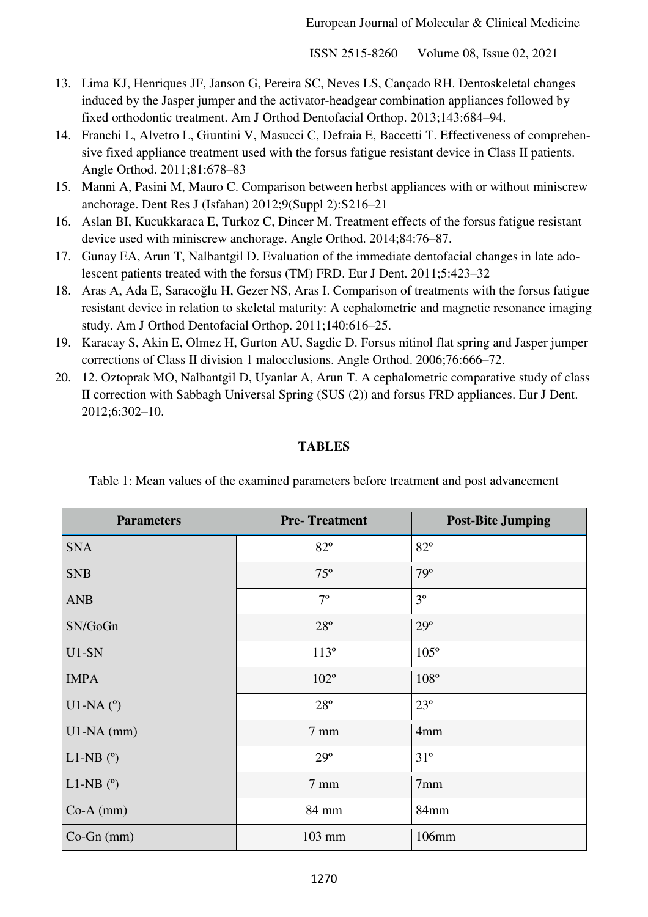13. Lima KJ, Henriques JF, Janson G, Pereira SC, Neves LS, Cançado RH. Dentoskeletal changes induced by the Jasper jumper and the activator-headgear combination appliances followed by fixed orthodontic treatment. Am J Orthod Dentofacial Orthop. 2013;143:684–94.
14. Franchi L, Alvetro L, Giuntini V, Masucci C, Defraia E, Baccetti T. Effectiveness of comprehensive fixed appliance treatment used with the forsus fatigue resistant device in Class II patients. Angle Orthod. 2011;81:678–83
15. Manni A, Pasini M, Mauro C. Comparison between herbst appliances with or without miniscrew anchorage. Dent Res J (Isfahan) 2012;9(Suppl 2):S216–21
16. Aslan BI, Kucukkaraca E, Turkoz C, Dincer M. Treatment effects of the forsus fatigue resistant device used with miniscrew anchorage. Angle Orthod. 2014;84:76–87.
17. Gunay EA, Arun T, Nalbantgil D. Evaluation of the immediate dentofacial changes in late adolescent patients treated with the forsus (TM) FRD. Eur J Dent. 2011;5:423–32
18. Aras A, Ada E, Saracoğlu H, Gezer NS, Aras I. Comparison of treatments with the forsus fatigue resistant device in relation to skeletal maturity: A cephalometric and magnetic resonance imaging study. Am J Orthod Dentofacial Orthop. 2011;140:616–25.
19. Karacay S, Akin E, Olmez H, Gurton AU, Sagdic D. Forsus nitinol flat spring and Jasper jumper corrections of Class II division 1 malocclusions. Angle Orthod. 2006;76:666–72.
20. 12. Oztoprak MO, Nalbantgil D, Uyanlar A, Arun T. A cephalometric comparative study of class II correction with Sabbagh Universal Spring (SUS (2)) and forsus FRD appliances. Eur J Dent. 2012;6:302–10.

## TABLES

Table 1: Mean values of the examined parameters before treatment and post advancement

| Parameters | Pre- Treatment | Post-Bite Jumping |
|---|---|---|
| SNA | 82º | 82º |
| SNB | 75º | 79º |
| ANB | 7º | 3º |
| SN/GoGn | 28º | 29º |
| U1-SN | 113º | 105º |
| IMPA | 102º | 108º |
| U1-NA (º) | 28º | 23º |
| U1-NA (mm) | 7 mm | 4mm |
| L1-NB (º) | 29º | 31º |
| L1-NB (º) | 7 mm | 7mm |
| Co-A (mm) | 84 mm | 84mm |
| Co-Gn (mm) | 103 mm | 106mm |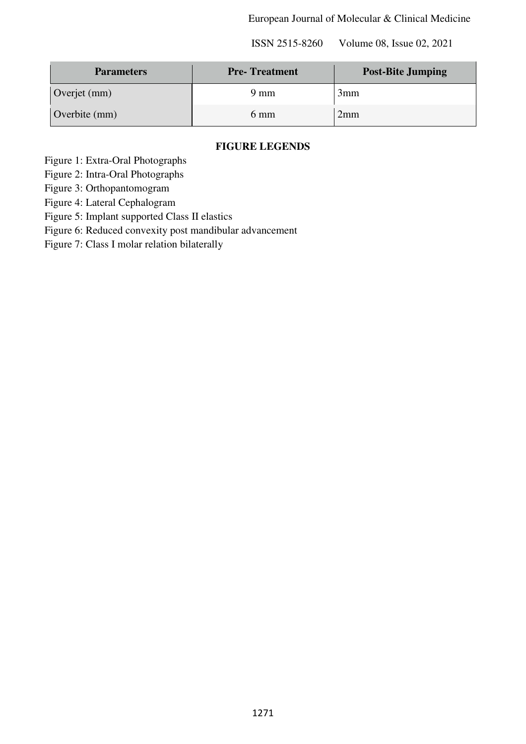| Parameters | Pre- Treatment | Post-Bite Jumping |
|---|---|---|
| Overjet (mm) | 9 mm | 3mm |
| Overbite (mm) | 6 mm | 2mm |

## FIGURE LEGENDS

Figure 1: Extra-Oral Photographs

Figure 2: Intra-Oral Photographs

Figure 3: Orthopantomogram

Figure 4: Lateral Cephalogram

Figure 5: Implant supported Class II elastics

Figure 6: Reduced convexity post mandibular advancement

Figure 7: Class I molar relation bilaterally